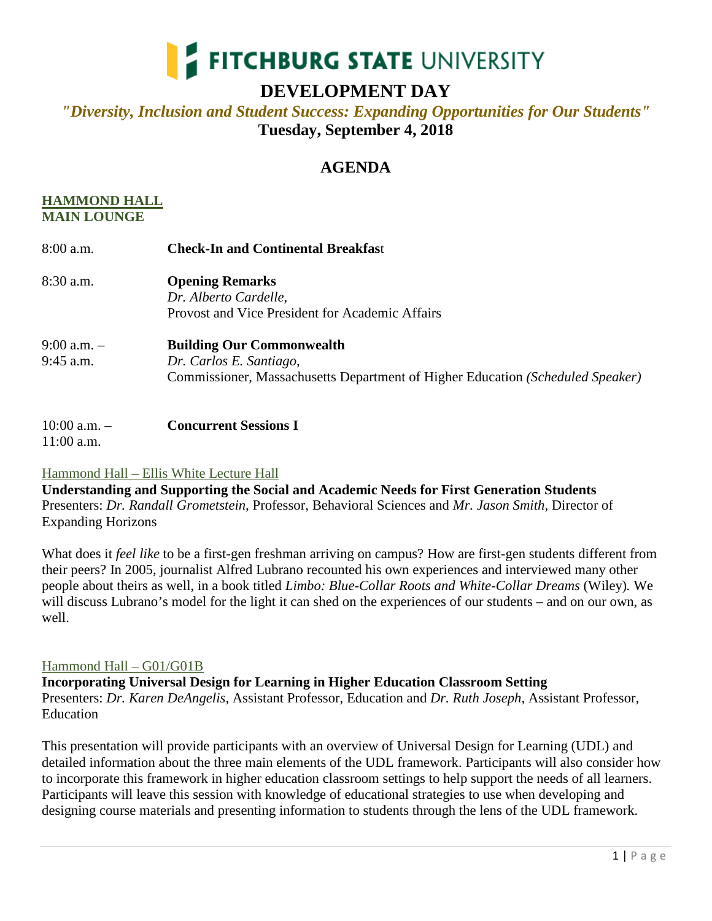# FITCHBURG STATE UNIVERSITY

## DEVELOPMENT DAY

***"Diversity, Inclusion and Student Success: Expanding Opportunities for Our Students"***

**Tuesday, September 4, 2018**

## AGENDA

**HAMMOND HALL**
**MAIN LOUNGE**

8:00 a.m. **Check-In and Continental Breakfast**

8:30 a.m. **Opening Remarks**
*Dr. Alberto Cardelle*,
Provost and Vice President for Academic Affairs

9:00 a.m. – 9:45 a.m. **Building Our Commonwealth**
*Dr. Carlos E. Santiago*,
Commissioner, Massachusetts Department of Higher Education *(Scheduled Speaker)*

10:00 a.m. – 11:00 a.m. **Concurrent Sessions I**

Hammond Hall – Ellis White Lecture Hall

**Understanding and Supporting the Social and Academic Needs for First Generation Students**
Presenters: *Dr. Randall Grometstein*, Professor, Behavioral Sciences and *Mr. Jason Smith*, Director of Expanding Horizons

What does it *feel like* to be a first-gen freshman arriving on campus? How are first-gen students different from their peers? In 2005, journalist Alfred Lubrano recounted his own experiences and interviewed many other people about theirs as well, in a book titled *Limbo: Blue-Collar Roots and White-Collar Dreams* (Wiley). We will discuss Lubrano's model for the light it can shed on the experiences of our students – and on our own, as well.

Hammond Hall – G01/G01B

**Incorporating Universal Design for Learning in Higher Education Classroom Setting**
Presenters: *Dr. Karen DeAngelis*, Assistant Professor, Education and *Dr. Ruth Joseph*, Assistant Professor, Education

This presentation will provide participants with an overview of Universal Design for Learning (UDL) and detailed information about the three main elements of the UDL framework. Participants will also consider how to incorporate this framework in higher education classroom settings to help support the needs of all learners. Participants will leave this session with knowledge of educational strategies to use when developing and designing course materials and presenting information to students through the lens of the UDL framework.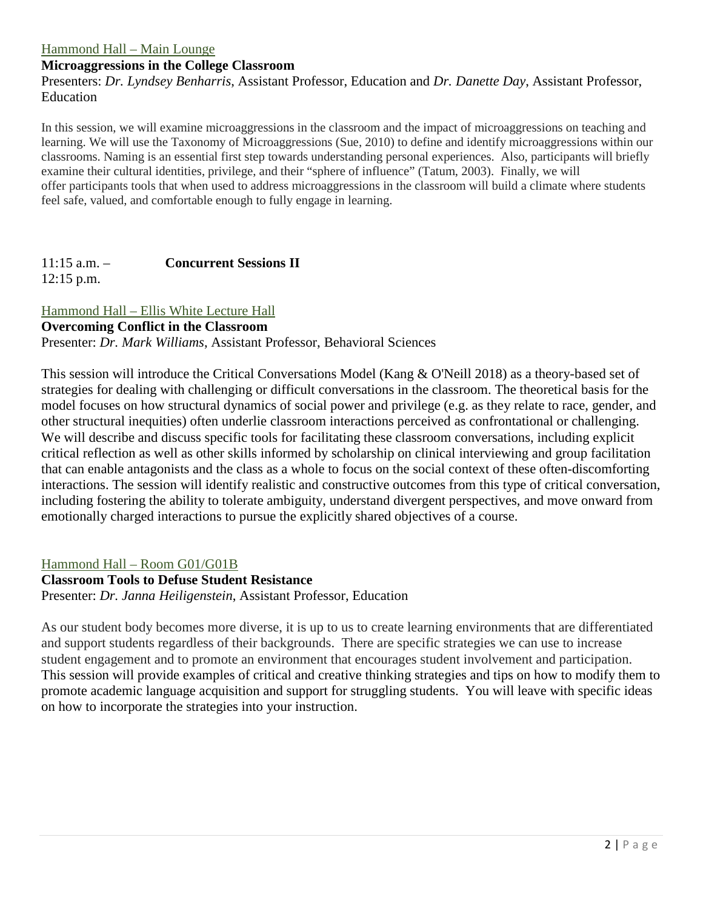Hammond Hall – Main Lounge

**Microaggressions in the College Classroom**

Presenters: *Dr. Lyndsey Benharris*, Assistant Professor, Education and *Dr. Danette Day*, Assistant Professor, Education

In this session, we will examine microaggressions in the classroom and the impact of microaggressions on teaching and learning. We will use the Taxonomy of Microaggressions (Sue, 2010) to define and identify microaggressions within our classrooms. Naming is an essential first step towards understanding personal experiences. Also, participants will briefly examine their cultural identities, privilege, and their "sphere of influence" (Tatum, 2003). Finally, we will offer participants tools that when used to address microaggressions in the classroom will build a climate where students feel safe, valued, and comfortable enough to fully engage in learning.

11:15 a.m. – 12:15 p.m. **Concurrent Sessions II**

Hammond Hall – Ellis White Lecture Hall

**Overcoming Conflict in the Classroom**

Presenter: *Dr. Mark Williams*, Assistant Professor, Behavioral Sciences

This session will introduce the Critical Conversations Model (Kang & O'Neill 2018) as a theory-based set of strategies for dealing with challenging or difficult conversations in the classroom. The theoretical basis for the model focuses on how structural dynamics of social power and privilege (e.g. as they relate to race, gender, and other structural inequities) often underlie classroom interactions perceived as confrontational or challenging. We will describe and discuss specific tools for facilitating these classroom conversations, including explicit critical reflection as well as other skills informed by scholarship on clinical interviewing and group facilitation that can enable antagonists and the class as a whole to focus on the social context of these often-discomforting interactions. The session will identify realistic and constructive outcomes from this type of critical conversation, including fostering the ability to tolerate ambiguity, understand divergent perspectives, and move onward from emotionally charged interactions to pursue the explicitly shared objectives of a course.

Hammond Hall – Room G01/G01B

**Classroom Tools to Defuse Student Resistance**

Presenter: *Dr. Janna Heiligenstein*, Assistant Professor, Education

As our student body becomes more diverse, it is up to us to create learning environments that are differentiated and support students regardless of their backgrounds. There are specific strategies we can use to increase student engagement and to promote an environment that encourages student involvement and participation. This session will provide examples of critical and creative thinking strategies and tips on how to modify them to promote academic language acquisition and support for struggling students. You will leave with specific ideas on how to incorporate the strategies into your instruction.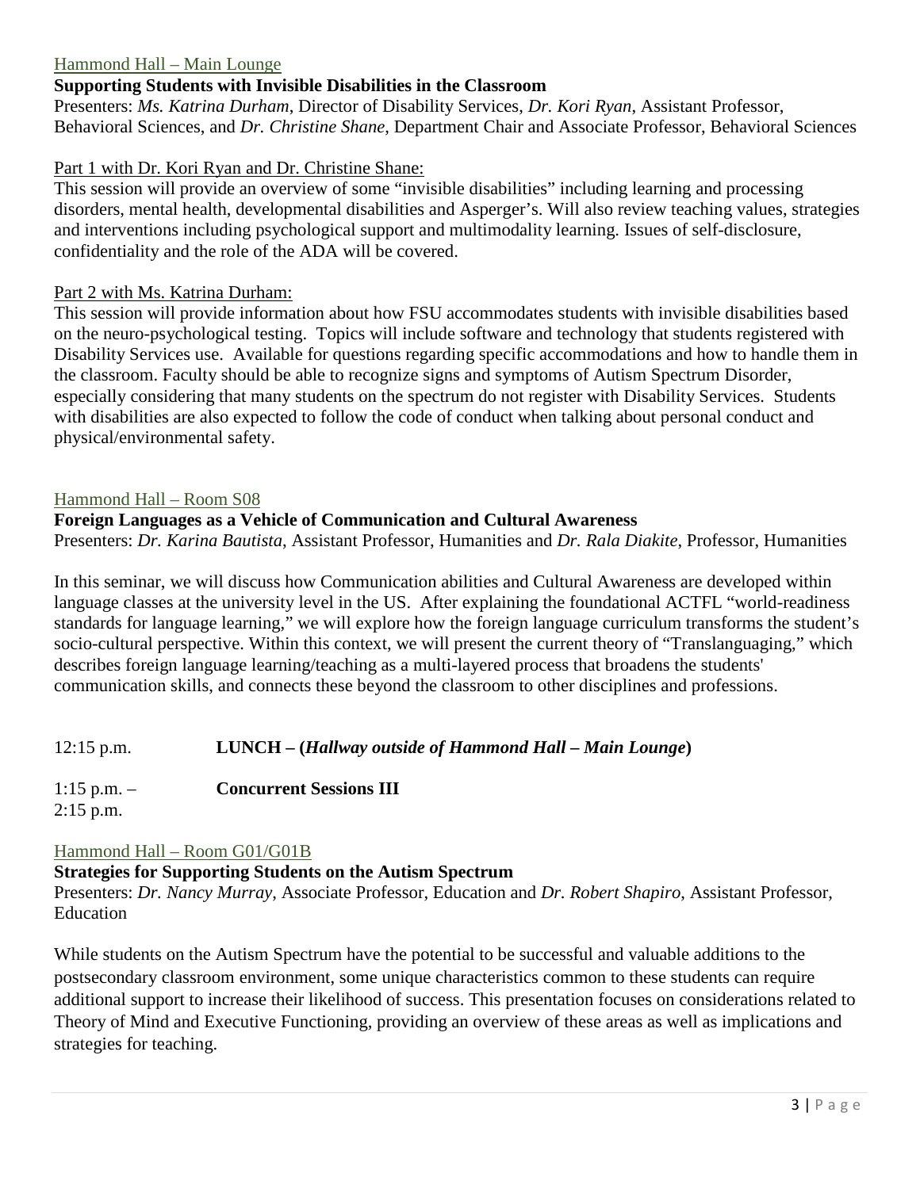Hammond Hall – Main Lounge

**Supporting Students with Invisible Disabilities in the Classroom**

Presenters: *Ms. Katrina Durham*, Director of Disability Services, *Dr. Kori Ryan*, Assistant Professor, Behavioral Sciences, and *Dr. Christine Shane*, Department Chair and Associate Professor, Behavioral Sciences

Part 1 with Dr. Kori Ryan and Dr. Christine Shane:

This session will provide an overview of some "invisible disabilities" including learning and processing disorders, mental health, developmental disabilities and Asperger's. Will also review teaching values, strategies and interventions including psychological support and multimodality learning. Issues of self-disclosure, confidentiality and the role of the ADA will be covered.

Part 2 with Ms. Katrina Durham:

This session will provide information about how FSU accommodates students with invisible disabilities based on the neuro-psychological testing. Topics will include software and technology that students registered with Disability Services use. Available for questions regarding specific accommodations and how to handle them in the classroom. Faculty should be able to recognize signs and symptoms of Autism Spectrum Disorder, especially considering that many students on the spectrum do not register with Disability Services. Students with disabilities are also expected to follow the code of conduct when talking about personal conduct and physical/environmental safety.

Hammond Hall – Room S08

**Foreign Languages as a Vehicle of Communication and Cultural Awareness**

Presenters: *Dr. Karina Bautista*, Assistant Professor, Humanities and *Dr. Rala Diakite*, Professor, Humanities

In this seminar, we will discuss how Communication abilities and Cultural Awareness are developed within language classes at the university level in the US. After explaining the foundational ACTFL "world-readiness standards for language learning," we will explore how the foreign language curriculum transforms the student's socio-cultural perspective. Within this context, we will present the current theory of "Translanguaging," which describes foreign language learning/teaching as a multi-layered process that broadens the students' communication skills, and connects these beyond the classroom to other disciplines and professions.

12:15 p.m. **LUNCH – (*Hallway outside of Hammond Hall – Main Lounge*)**

1:15 p.m. – 2:15 p.m. **Concurrent Sessions III**

Hammond Hall – Room G01/G01B

**Strategies for Supporting Students on the Autism Spectrum**

Presenters: *Dr. Nancy Murray*, Associate Professor, Education and *Dr. Robert Shapiro*, Assistant Professor, Education

While students on the Autism Spectrum have the potential to be successful and valuable additions to the postsecondary classroom environment, some unique characteristics common to these students can require additional support to increase their likelihood of success. This presentation focuses on considerations related to Theory of Mind and Executive Functioning, providing an overview of these areas as well as implications and strategies for teaching.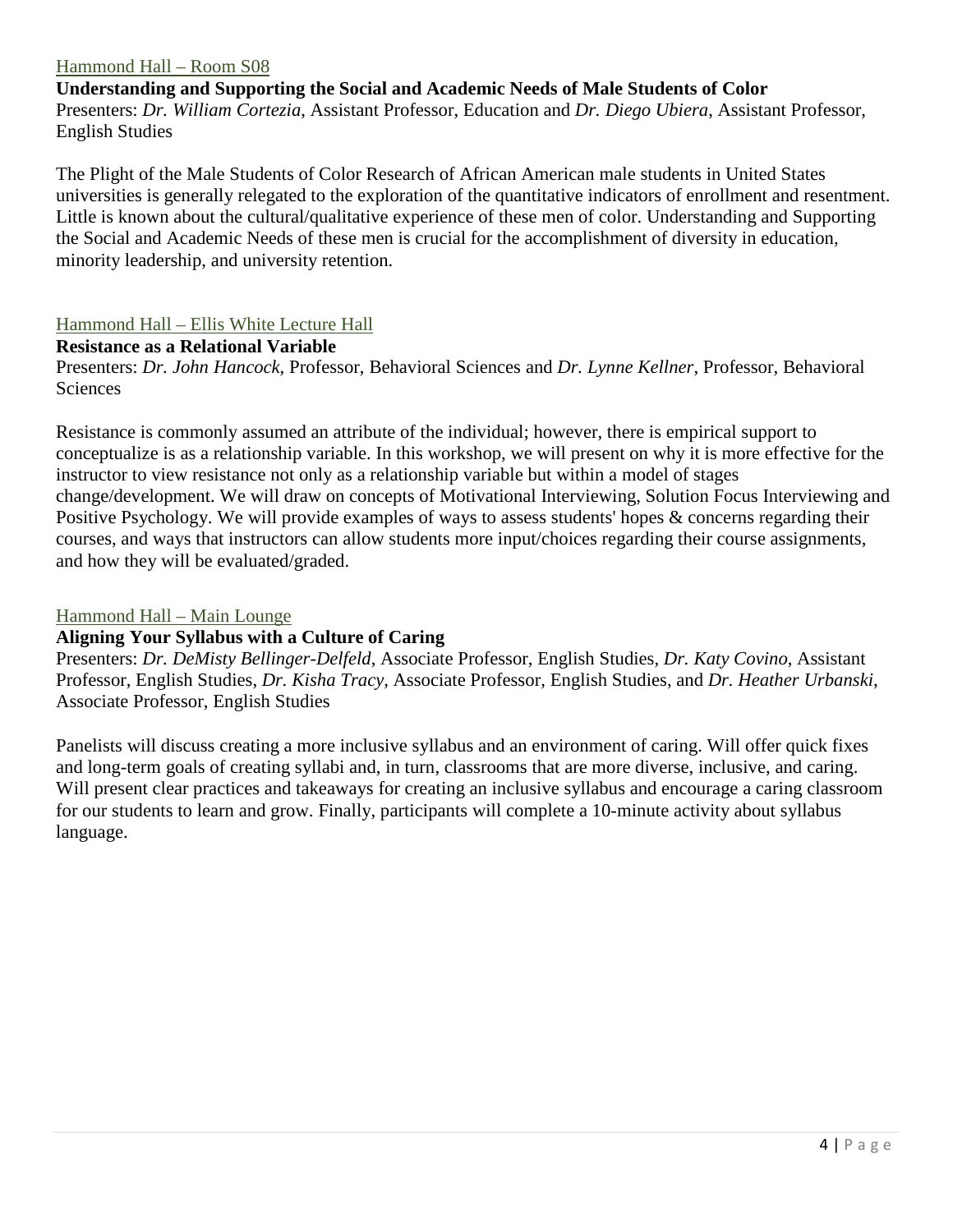Hammond Hall – Room S08

**Understanding and Supporting the Social and Academic Needs of Male Students of Color**

Presenters: *Dr. William Cortezia*, Assistant Professor, Education and *Dr. Diego Ubiera*, Assistant Professor, English Studies

The Plight of the Male Students of Color Research of African American male students in United States universities is generally relegated to the exploration of the quantitative indicators of enrollment and resentment. Little is known about the cultural/qualitative experience of these men of color. Understanding and Supporting the Social and Academic Needs of these men is crucial for the accomplishment of diversity in education, minority leadership, and university retention.

Hammond Hall – Ellis White Lecture Hall

**Resistance as a Relational Variable**

Presenters: *Dr. John Hancock*, Professor, Behavioral Sciences and *Dr. Lynne Kellner*, Professor, Behavioral Sciences

Resistance is commonly assumed an attribute of the individual; however, there is empirical support to conceptualize is as a relationship variable. In this workshop, we will present on why it is more effective for the instructor to view resistance not only as a relationship variable but within a model of stages change/development. We will draw on concepts of Motivational Interviewing, Solution Focus Interviewing and Positive Psychology. We will provide examples of ways to assess students' hopes & concerns regarding their courses, and ways that instructors can allow students more input/choices regarding their course assignments, and how they will be evaluated/graded.

Hammond Hall – Main Lounge

**Aligning Your Syllabus with a Culture of Caring**

Presenters: *Dr. DeMisty Bellinger-Delfeld*, Associate Professor, English Studies, *Dr. Katy Covino*, Assistant Professor, English Studies, *Dr. Kisha Tracy*, Associate Professor, English Studies, and *Dr. Heather Urbanski*, Associate Professor, English Studies

Panelists will discuss creating a more inclusive syllabus and an environment of caring. Will offer quick fixes and long-term goals of creating syllabi and, in turn, classrooms that are more diverse, inclusive, and caring. Will present clear practices and takeaways for creating an inclusive syllabus and encourage a caring classroom for our students to learn and grow. Finally, participants will complete a 10-minute activity about syllabus language.